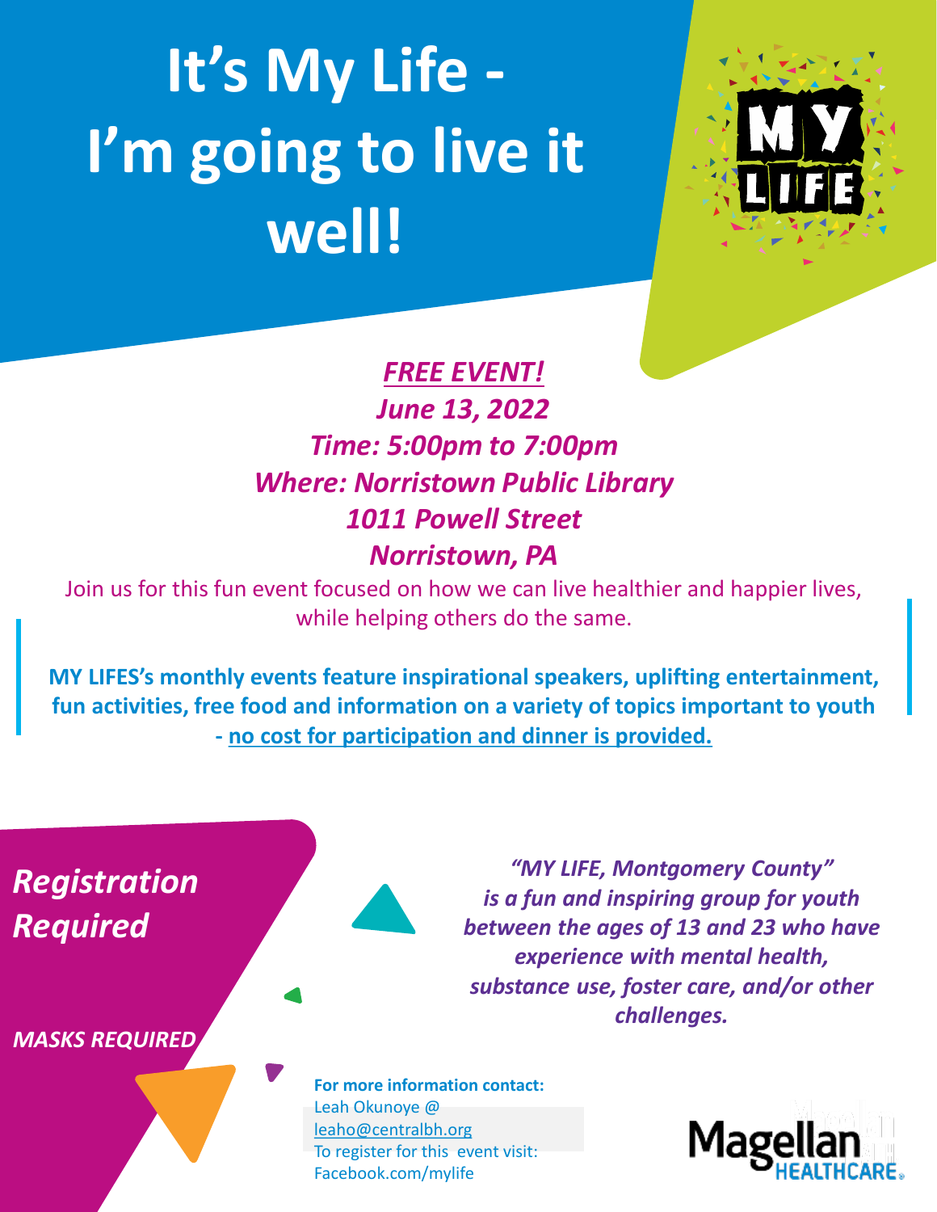# It's My Life - I'm going to live it well!

MY LIFE

***FREE EVENT!***

***June 13, 2022***

***Time: 5:00pm to 7:00pm***

***Where: Norristown Public Library***

***1011 Powell Street***

***Norristown, PA***

Join us for this fun event focused on how we can live healthier and happier lives, while helping others do the same.

**MY LIFES's monthly events feature inspirational speakers, uplifting entertainment, fun activities, free food and information on a variety of topics important to youth - no cost for participation and dinner is provided.**

***Registration Required***

***MASKS REQUIRED***

***"MY LIFE, Montgomery County" is a fun and inspiring group for youth between the ages of 13 and 23 who have experience with mental health, substance use, foster care, and/or other challenges.***

**For more information contact:**
Leah Okunoye @ leaho@centralbh.org
To register for this event visit: Facebook.com/mylife

Magellan HEALTHCARE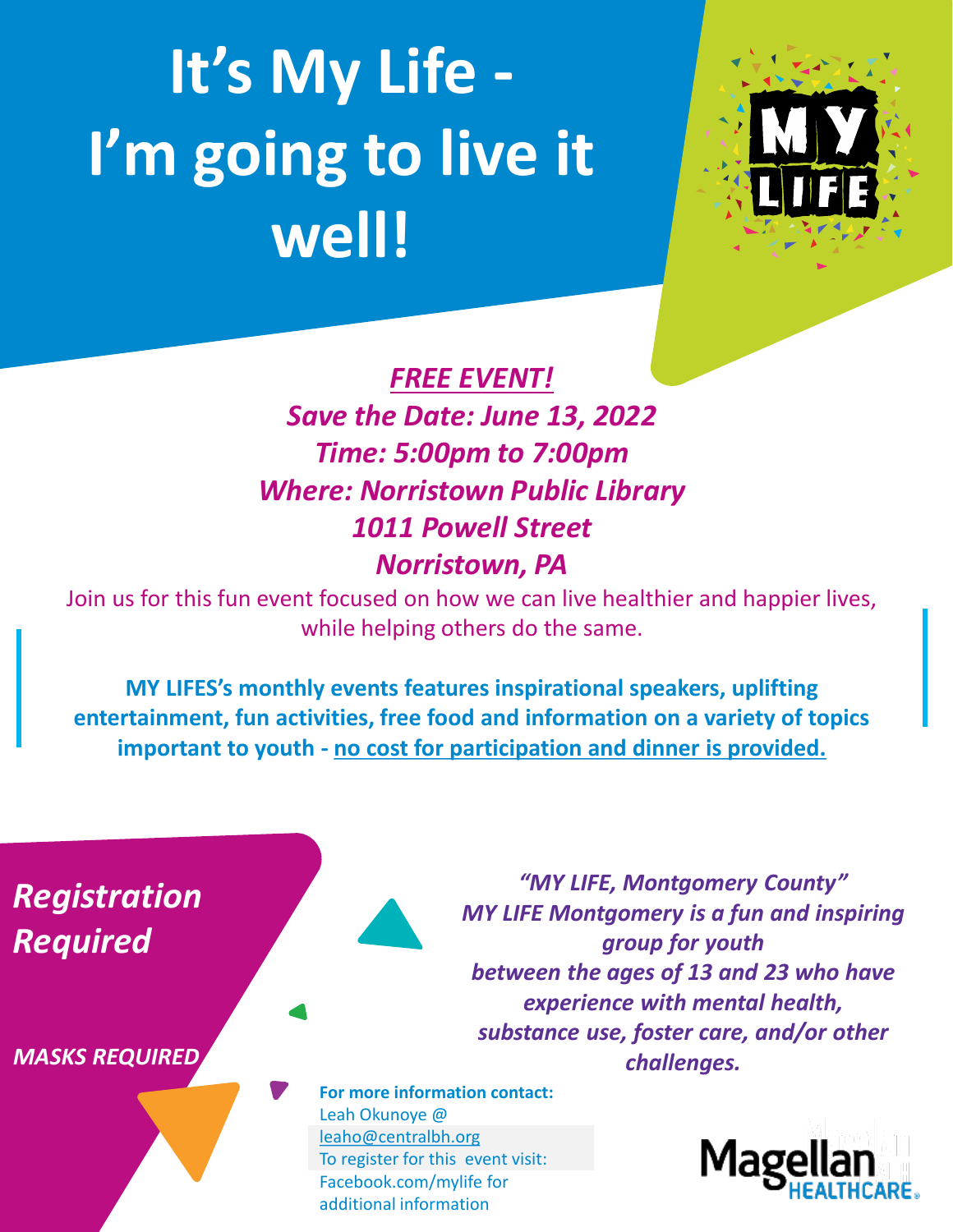# It's My Life - I'm going to live it well!

MY LIFE

***FREE EVENT!***

***Save the Date: June 13, 2022***

***Time: 5:00pm to 7:00pm***

***Where: Norristown Public Library***

***1011 Powell Street***

***Norristown, PA***

Join us for this fun event focused on how we can live healthier and happier lives, while helping others do the same.

**MY LIFES's monthly events features inspirational speakers, uplifting entertainment, fun activities, free food and information on a variety of topics important to youth - no cost for participation and dinner is provided.**

***Registration Required***

***MASKS REQUIRED***

***"MY LIFE, Montgomery County"***

***MY LIFE Montgomery is a fun and inspiring group for youth between the ages of 13 and 23 who have experience with mental health, substance use, foster care, and/or other challenges.***

**For more information contact:**
Leah Okunoye @
leaho@centralbh.org
To register for this event visit:
Facebook.com/mylife for additional information

Magellan HEALTHCARE